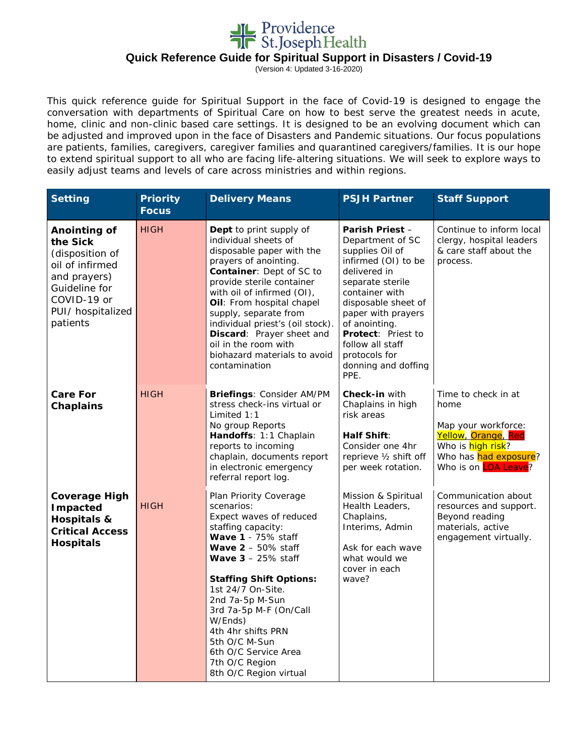Providence St.Joseph Health

# Quick Reference Guide for Spiritual Support in Disasters / Covid-19

(Version 4: Updated 3-16-2020)

This quick reference guide for Spiritual Support in the face of Covid-19 is designed to engage the conversation with departments of Spiritual Care on how to best serve the greatest needs in acute, home, clinic and non-clinic based care settings. It is designed to be an evolving document which can be adjusted and improved upon in the face of Disasters and Pandemic situations. Our focus populations are patients, families, caregivers, caregiver families and quarantined caregivers/families. It is our hope to extend spiritual support to all who are facing life-altering situations. We will seek to explore ways to easily adjust teams and levels of care across ministries and within regions.

| Setting | Priority Focus | Delivery Means | PSJH Partner | Staff Support |
|---|---|---|---|---|
| **Anointing of the Sick** (disposition of oil of infirmed and prayers) Guideline for COVID-19 or PUI/ hospitalized patients | HIGH | **Dept** to print supply of individual sheets of disposable paper with the prayers of anointing. **Container**: Dept of SC to provide sterile container with oil of infirmed (OI), **Oil**: From hospital chapel supply, separate from individual priest's (oil stock). **Discard**: Prayer sheet and oil in the room with biohazard materials to avoid contamination | **Parish Priest** – Department of SC supplies Oil of infirmed (OI) to be delivered in separate sterile container with disposable sheet of paper with prayers of anointing. **Protect**: Priest to follow all staff protocols for donning and doffing PPE. | Continue to inform local clergy, hospital leaders & care staff about the process. |
| **Care For Chaplains** | HIGH | **Briefings**: Consider AM/PM stress check-ins virtual or Limited 1:1<br>No group Reports<br>**Handoffs**: 1:1 Chaplain reports to incoming chaplain, documents report in electronic emergency referral report log. | **Check-in** with Chaplains in high risk areas<br><br>**Half Shift**: Consider one 4hr reprieve ½ shift off per week rotation. | Time to check in at home<br><br>Map your workforce: Yellow, Orange, Red<br>Who is high risk?<br>Who has had exposure?<br>Who is on LOA Leave? |
| **Coverage High Impacted Hospitals & Critical Access Hospitals** | HIGH | Plan Priority Coverage scenarios:<br>Expect waves of reduced staffing capacity:<br>**Wave 1** - 75% staff<br>**Wave 2** – 50% staff<br>**Wave 3** – 25% staff<br><br>**Staffing Shift Options:**<br>1st 24/7 On-Site.<br>2nd 7a-5p M-Sun<br>3rd 7a-5p M-F (On/Call W/Ends)<br>4th 4hr shifts PRN<br>5th O/C M-Sun<br>6th O/C Service Area<br>7th O/C Region<br>8th O/C Region virtual | Mission & Spiritual Health Leaders, Chaplains, Interims, Admin<br><br>Ask for each wave what would we cover in each wave? | Communication about resources and support. Beyond reading materials, active engagement virtually. |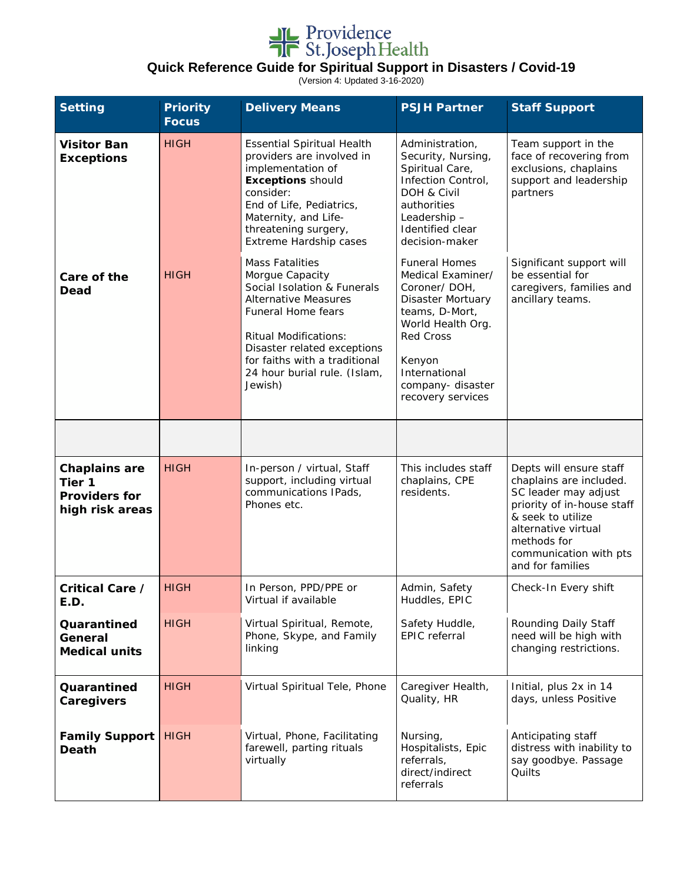# Quick Reference Guide for Spiritual Support in Disasters / Covid-19

(Version 4: Updated 3-16-2020)

| Setting | Priority Focus | Delivery Means | PSJH Partner | Staff Support |
|---|---|---|---|---|
| **Visitor Ban Exceptions** | HIGH | Essential Spiritual Health providers are involved in implementation of **Exceptions** should consider: End of Life, Pediatrics, Maternity, and Life-threatening surgery, Extreme Hardship cases | Administration, Security, Nursing, Spiritual Care, Infection Control, DOH & Civil authorities Leadership – Identified clear decision-maker | Team support in the face of recovering from exclusions, chaplains support and leadership partners |
| **Care of the Dead** | HIGH | Mass Fatalities Morgue Capacity Social Isolation & Funerals Alternative Measures Funeral Home fears<br><br>Ritual Modifications: Disaster related exceptions for faiths with a traditional 24 hour burial rule. (Islam, Jewish) | Funeral Homes Medical Examiner/ Coroner/ DOH, Disaster Mortuary teams, D-Mort, World Health Org. Red Cross<br><br>Kenyon International company- disaster recovery services | Significant support will be essential for caregivers, families and ancillary teams. |
| | | | | |
| **Chaplains are Tier 1 Providers for high risk areas** | HIGH | In-person / virtual, Staff support, including virtual communications IPads, Phones etc. | This includes staff chaplains, CPE residents. | Depts will ensure staff chaplains are included. SC leader may adjust priority of in-house staff & seek to utilize alternative virtual methods for communication with pts and for families |
| **Critical Care / E.D.** | HIGH | In Person, PPD/PPE or Virtual if available | Admin, Safety Huddles, EPIC | Check-In Every shift |
| **Quarantined General Medical units** | HIGH | Virtual Spiritual, Remote, Phone, Skype, and Family linking | Safety Huddle, EPIC referral | Rounding Daily Staff need will be high with changing restrictions. |
| **Quarantined Caregivers** | HIGH | Virtual Spiritual Tele, Phone | Caregiver Health, Quality, HR | Initial, plus 2x in 14 days, unless Positive |
| **Family Support Death** | HIGH | Virtual, Phone, Facilitating farewell, parting rituals virtually | Nursing, Hospitalists, Epic referrals, direct/indirect referrals | Anticipating staff distress with inability to say goodbye. Passage Quilts |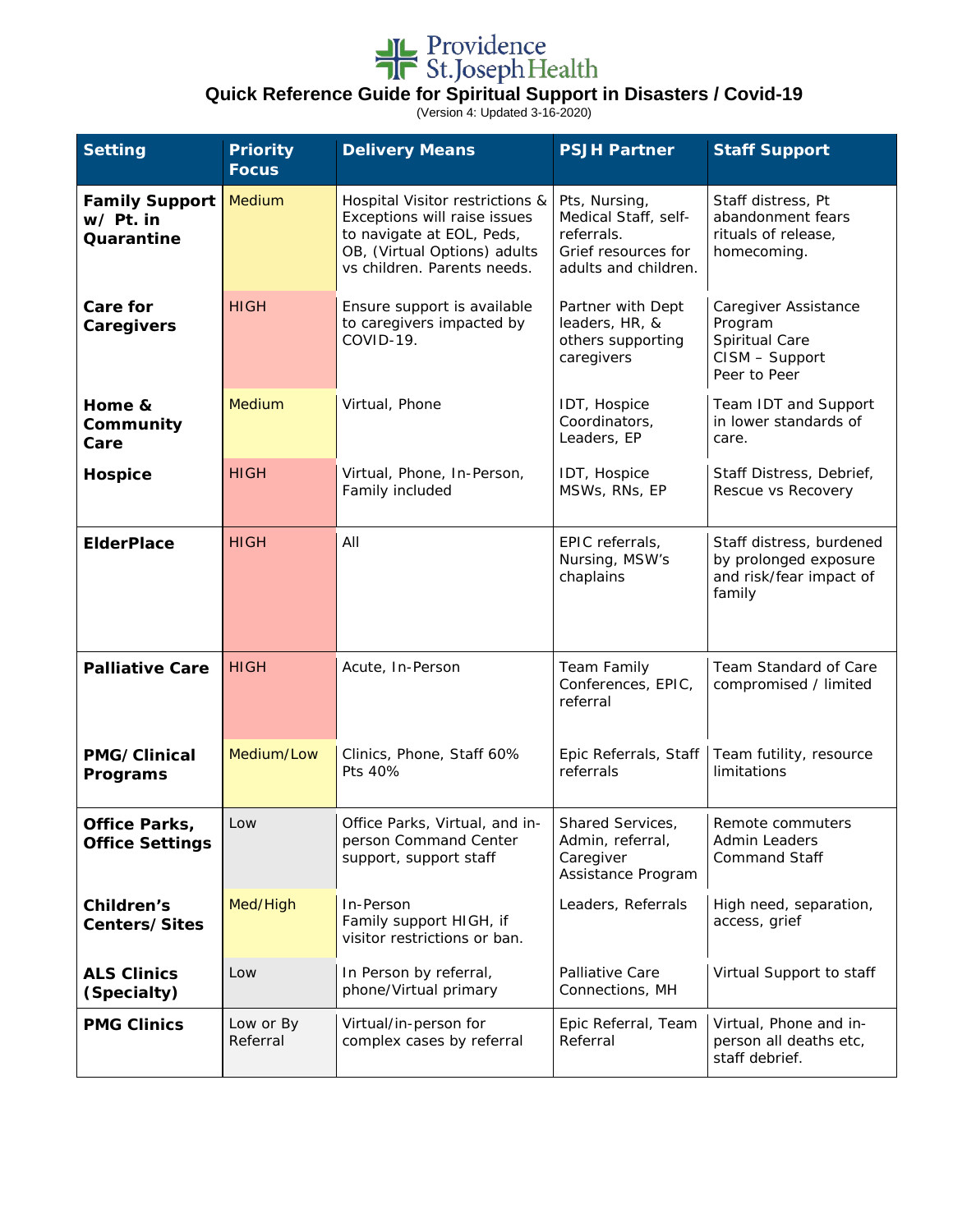Providence St. Joseph Health

# Quick Reference Guide for Spiritual Support in Disasters / Covid-19

(Version 4: Updated 3-16-2020)

| Setting | Priority Focus | Delivery Means | PSJH Partner | Staff Support |
|---|---|---|---|---|
| **Family Support w/ Pt. in Quarantine** | Medium | Hospital Visitor restrictions & Exceptions will raise issues to navigate at EOL, Peds, OB, (Virtual Options) adults vs children. Parents needs. | Pts, Nursing, Medical Staff, self-referrals. Grief resources for adults and children. | Staff distress, Pt abandonment fears rituals of release, homecoming. |
| **Care for Caregivers** | HIGH | Ensure support is available to caregivers impacted by COVID-19. | Partner with Dept leaders, HR, & others supporting caregivers | Caregiver Assistance Program<br>Spiritual Care<br>CISM – Support<br>Peer to Peer |
| **Home & Community Care** | Medium | Virtual, Phone | IDT, Hospice Coordinators, Leaders, EP | Team IDT and Support in lower standards of care. |
| **Hospice** | HIGH | Virtual, Phone, In-Person, Family included | IDT, Hospice MSWs, RNs, EP | Staff Distress, Debrief, Rescue vs Recovery |
| **ElderPlace** | HIGH | All | EPIC referrals, Nursing, MSW's chaplains | Staff distress, burdened by prolonged exposure and risk/fear impact of family |
| **Palliative Care** | HIGH | Acute, In-Person | Team Family Conferences, EPIC, referral | Team Standard of Care compromised / limited |
| **PMG/Clinical Programs** | Medium/Low | Clinics, Phone, Staff 60% Pts 40% | Epic Referrals, Staff referrals | Team futility, resource limitations |
| **Office Parks, Office Settings** | Low | Office Parks, Virtual, and in-person Command Center support, support staff | Shared Services, Admin, referral, Caregiver Assistance Program | Remote commuters<br>Admin Leaders<br>Command Staff |
| **Children's Centers/Sites** | Med/High | In-Person<br>Family support HIGH, if visitor restrictions or ban. | Leaders, Referrals | High need, separation, access, grief |
| **ALS Clinics (Specialty)** | Low | In Person by referral, phone/Virtual primary | Palliative Care Connections, MH | Virtual Support to staff |
| **PMG Clinics** | Low or By Referral | Virtual/in-person for complex cases by referral | Epic Referral, Team Referral | Virtual, Phone and in-person all deaths etc, staff debrief. |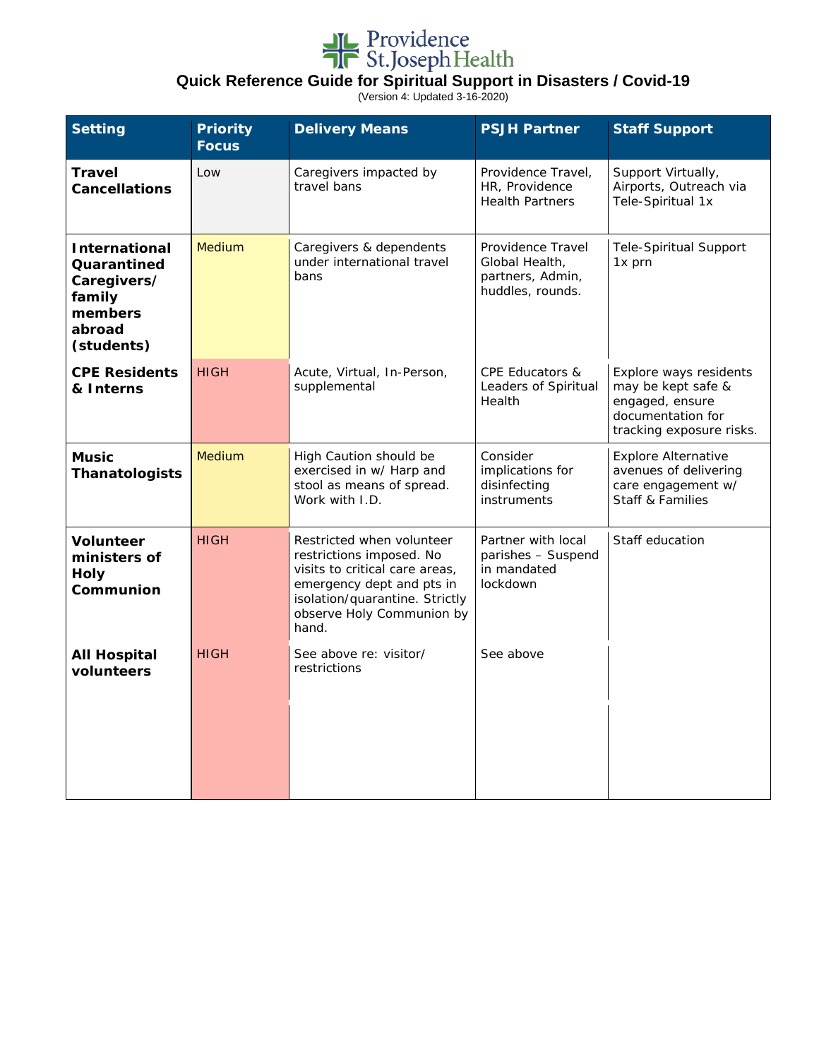Providence St. Joseph Health

## Quick Reference Guide for Spiritual Support in Disasters / Covid-19

(Version 4: Updated 3-16-2020)

| Setting | Priority Focus | Delivery Means | PSJH Partner | Staff Support |
|---|---|---|---|---|
| **Travel Cancellations** | Low | Caregivers impacted by travel bans | Providence Travel, HR, Providence Health Partners | Support Virtually, Airports, Outreach via Tele-Spiritual 1x |
| **International Quarantined Caregivers/ family members abroad (students)** | Medium | Caregivers & dependents under international travel bans | Providence Travel Global Health, partners, Admin, huddles, rounds. | Tele-Spiritual Support 1x prn |
| **CPE Residents & Interns** | HIGH | Acute, Virtual, In-Person, supplemental | CPE Educators & Leaders of Spiritual Health | Explore ways residents may be kept safe & engaged, ensure documentation for tracking exposure risks. |
| **Music Thanatologists** | Medium | High Caution should be exercised in w/ Harp and stool as means of spread. Work with I.D. | Consider implications for disinfecting instruments | Explore Alternative avenues of delivering care engagement w/ Staff & Families |
| **Volunteer ministers of Holy Communion** | HIGH | Restricted when volunteer restrictions imposed. No visits to critical care areas, emergency dept and pts in isolation/quarantine. Strictly observe Holy Communion by hand. | Partner with local parishes – Suspend in mandated lockdown | Staff education |
| **All Hospital volunteers** | HIGH | See above re: visitor/ restrictions | See above | |